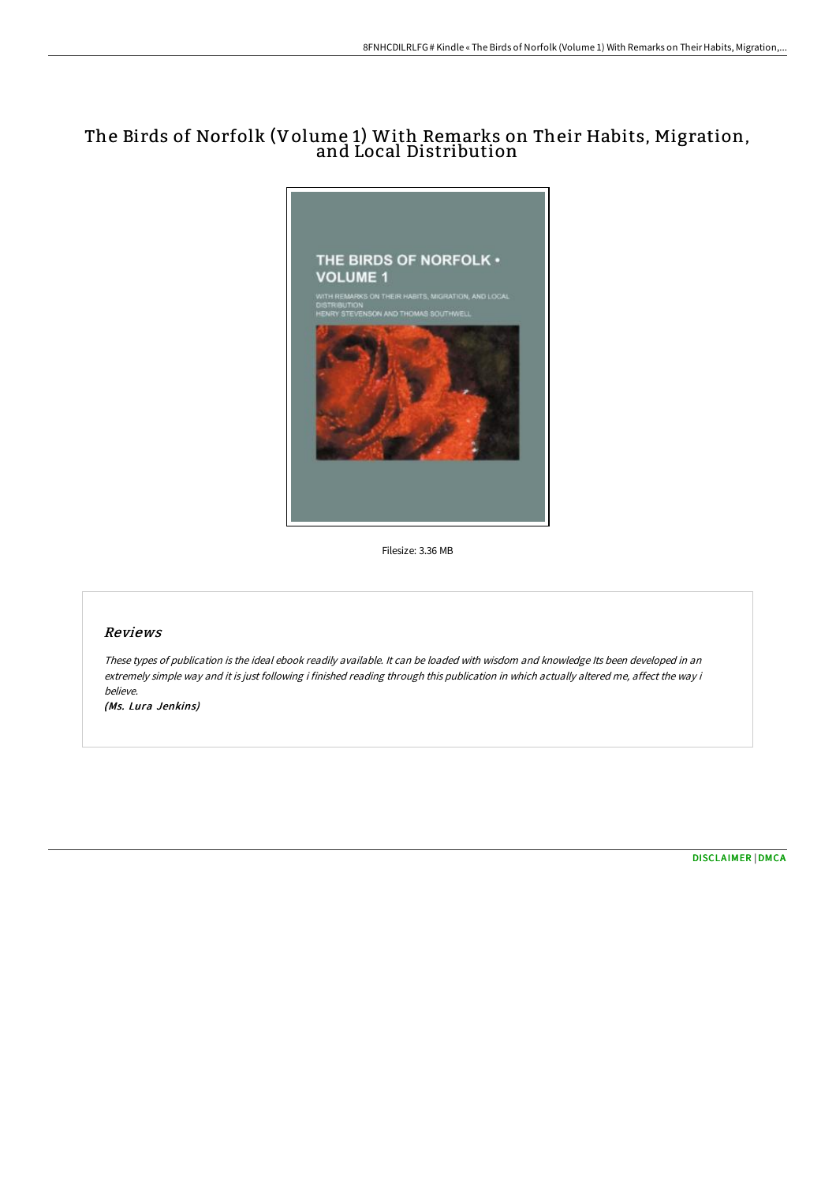# The Birds of Norfolk (Volume 1) With Remarks on Their Habits, Migration, and Local Distribution

Filesize: 3.36 MB

## Reviews

*These types of publication is the ideal ebook readily available. It can be loaded with wisdom and knowledge Its been developed in an extremely simple way and it is just following i finished reading through this publication in which actually altered me, affect the way i believe.*

*(Ms. Lura Jenkins)*

[DISCLAIMER](#) | [DMCA](#)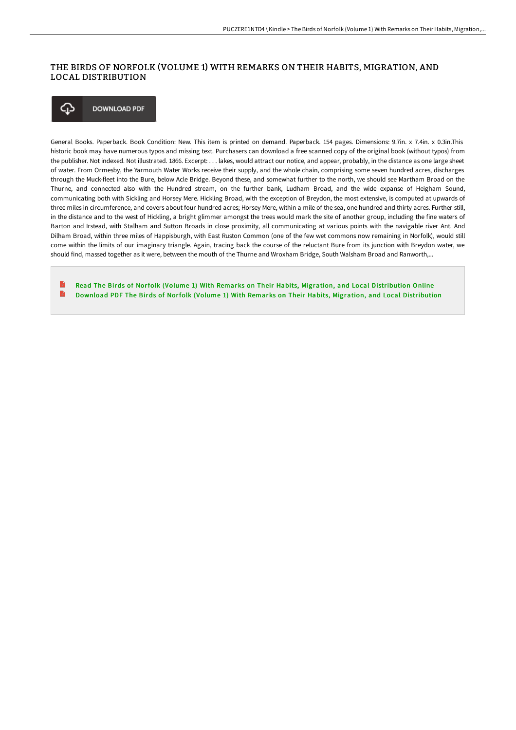# THE BIRDS OF NORFOLK (VOLUME 1) WITH REMARKS ON THEIR HABITS, MIGRATION, AND LOCAL DISTRIBUTION

DOWNLOAD PDF

General Books. Paperback. Book Condition: New. This item is printed on demand. Paperback. 154 pages. Dimensions: 9.7in. x 7.4in. x 0.3in.This historic book may have numerous typos and missing text. Purchasers can download a free scanned copy of the original book (without typos) from the publisher. Not indexed. Not illustrated. 1866. Excerpt: . . . lakes, would attract our notice, and appear, probably, in the distance as one large sheet of water. From Ormesby, the Yarmouth Water Works receive their supply, and the whole chain, comprising some seven hundred acres, discharges through the Muck-fleet into the Bure, below Acle Bridge. Beyond these, and somewhat further to the north, we should see Martham Broad on the Thurne, and connected also with the Hundred stream, on the further bank, Ludham Broad, and the wide expanse of Heigham Sound, communicating both with Sickling and Horsey Mere. Hickling Broad, with the exception of Breydon, the most extensive, is computed at upwards of three miles in circumference, and covers about four hundred acres; Horsey Mere, within a mile of the sea, one hundred and thirty acres. Further still, in the distance and to the west of Hickling, a bright glimmer amongst the trees would mark the site of another group, including the fine waters of Barton and Irstead, with Stalham and Sutton Broads in close proximity, all communicating at various points with the navigable river Ant. And Dilham Broad, within three miles of Happisburgh, with East Ruston Common (one of the few wet commons now remaining in Norfolk), would still come within the limits of our imaginary triangle. Again, tracing back the course of the reluctant Bure from its junction with Breydon water, we should find, massed together as it were, between the mouth of the Thurne and Wroxham Bridge, South Walsham Broad and Ranworth,...

- Read The Birds of Norfolk (Volume 1) With Remarks on Their Habits, Migration, and Local Distribution Online
- Download PDF The Birds of Norfolk (Volume 1) With Remarks on Their Habits, Migration, and Local Distribution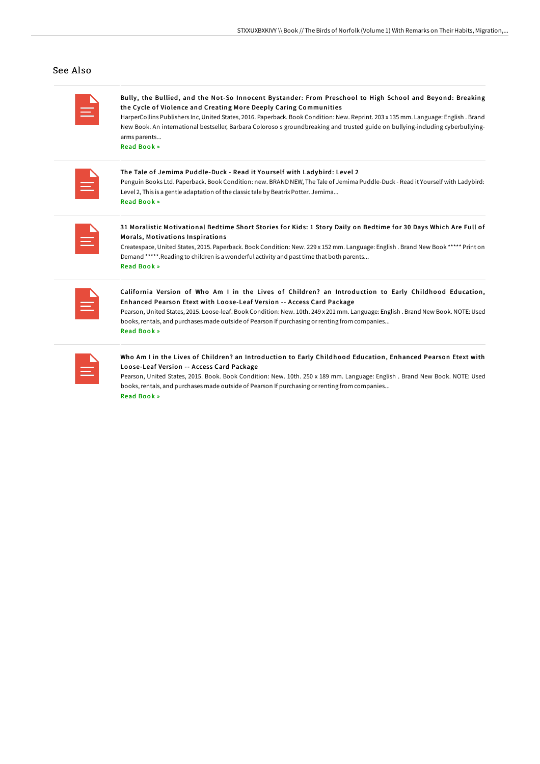## See Also

**Bully, the Bullied, and the Not-So Innocent Bystander: From Preschool to High School and Beyond: Breaking the Cycle of Violence and Creating More Deeply Caring Communities**

HarperCollins Publishers Inc, United States, 2016. Paperback. Book Condition: New. Reprint. 203 x 135 mm. Language: English . Brand New Book. An international bestseller, Barbara Coloroso s groundbreaking and trusted guide on bullying-including cyberbullying-arms parents...

Read Book »

**The Tale of Jemima Puddle-Duck - Read it Yourself with Ladybird: Level 2**

Penguin Books Ltd. Paperback. Book Condition: new. BRAND NEW, The Tale of Jemima Puddle-Duck - Read it Yourself with Ladybird: Level 2, This is a gentle adaptation of the classic tale by Beatrix Potter. Jemima...

Read Book »

**31 Moralistic Motivational Bedtime Short Stories for Kids: 1 Story Daily on Bedtime for 30 Days Which Are Full of Morals, Motivations Inspirations**

Createspace, United States, 2015. Paperback. Book Condition: New. 229 x 152 mm. Language: English . Brand New Book ***** Print on Demand *****.Reading to children is a wonderful activity and past time that both parents...

Read Book »

**California Version of Who Am I in the Lives of Children? an Introduction to Early Childhood Education, Enhanced Pearson Etext with Loose-Leaf Version -- Access Card Package**

Pearson, United States, 2015. Loose-leaf. Book Condition: New. 10th. 249 x 201 mm. Language: English . Brand New Book. NOTE: Used books, rentals, and purchases made outside of Pearson If purchasing or renting from companies...

Read Book »

**Who Am I in the Lives of Children? an Introduction to Early Childhood Education, Enhanced Pearson Etext with Loose-Leaf Version -- Access Card Package**

Pearson, United States, 2015. Book. Book Condition: New. 10th. 250 x 189 mm. Language: English . Brand New Book. NOTE: Used books, rentals, and purchases made outside of Pearson If purchasing or renting from companies...

Read Book »